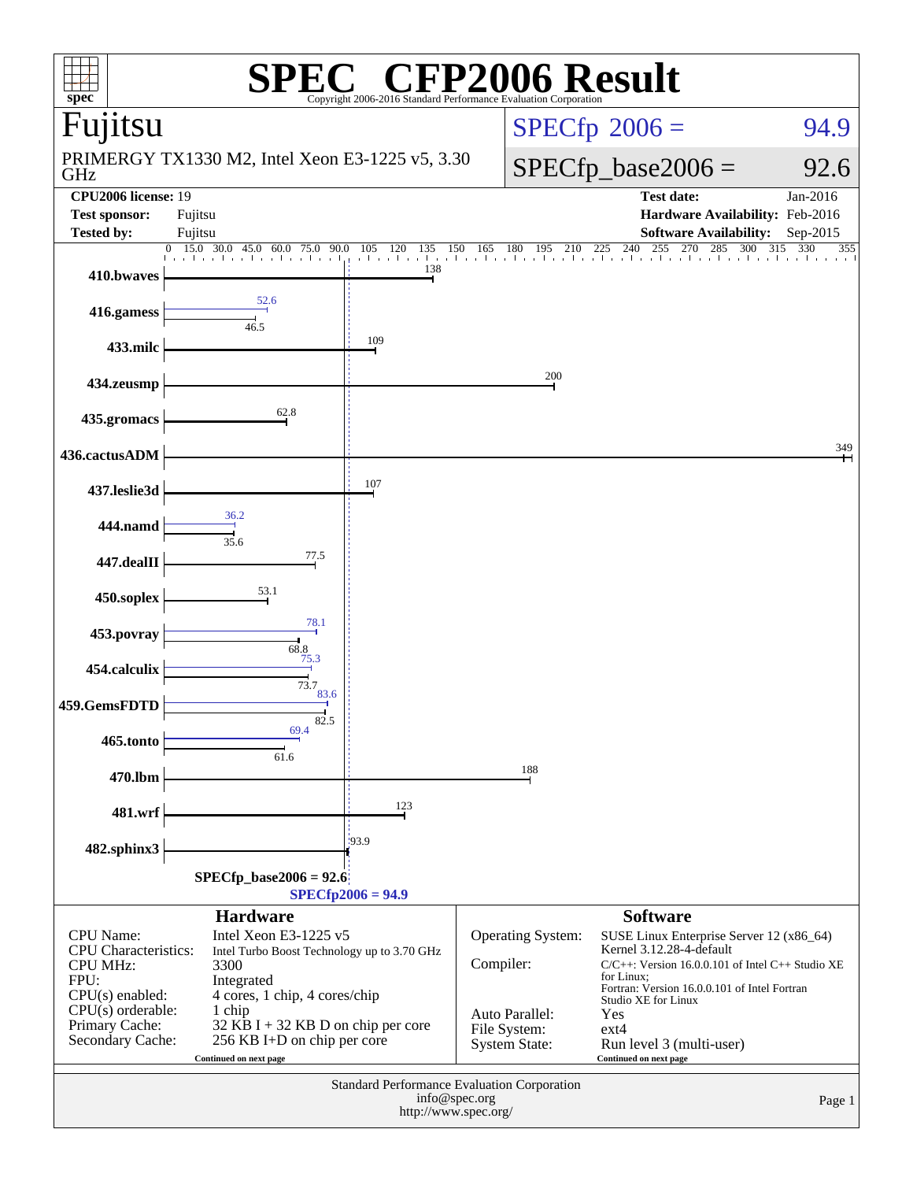# SPEC® CFP2006 Result

Copyright 2006-2016 Standard Performance Evaluation Corporation

## Fujitsu

PRIMERGY TX1330 M2, Intel Xeon E3-1225 v5, 3.30 GHz

SPECfp 2006 = 94.9

SPECfp_base2006 = 92.6

| | | | |
|---|---|---|---|
| **CPU2006 license:** | 19 | **Test date:** | Jan-2016 |
| **Test sponsor:** | Fujitsu | **Hardware Availability:** | Feb-2016 |
| **Tested by:** | Fujitsu | **Software Availability:** | Sep-2015 |

| Benchmark | Base | Peak |
|---|---|---|
| 410.bwaves | 138 | |
| 416.gamess | 46.5 | 52.6 |
| 433.milc | 109 | |
| 434.zeusmp | 200 | |
| 435.gromacs | 62.8 | |
| 436.cactusADM | 349 | |
| 437.leslie3d | 107 | |
| 444.namd | 35.6 | 36.2 |
| 447.dealII | 77.5 | |
| 450.soplex | 53.1 | |
| 453.povray | 68.8 | 78.1 |
| 454.calculix | 73.7 | 75.3 |
| 459.GemsFDTD | 82.5 | 83.6 |
| 465.tonto | 61.6 | 69.4 |
| 470.lbm | 188 | |
| 481.wrf | 123 | |
| 482.sphinx3 | 93.9 | |

SPECfp_base2006 = 92.6

SPECfp2006 = 94.9

### Hardware

| | |
|---|---|
| CPU Name: | Intel Xeon E3-1225 v5 |
| CPU Characteristics: | Intel Turbo Boost Technology up to 3.70 GHz |
| CPU MHz: | 3300 |
| FPU: | Integrated |
| CPU(s) enabled: | 4 cores, 1 chip, 4 cores/chip |
| CPU(s) orderable: | 1 chip |
| Primary Cache: | 32 KB I + 32 KB D on chip per core |
| Secondary Cache: | 256 KB I+D on chip per core |

Continued on next page

### Software

| | |
|---|---|
| Operating System: | SUSE Linux Enterprise Server 12 (x86_64) Kernel 3.12.28-4-default |
| Compiler: | C/C++: Version 16.0.0.101 of Intel C++ Studio XE for Linux; Fortran: Version 16.0.0.101 of Intel Fortran Studio XE for Linux |
| Auto Parallel: | Yes |
| File System: | ext4 |
| System State: | Run level 3 (multi-user) |

Continued on next page

Standard Performance Evaluation Corporation
info@spec.org
http://www.spec.org/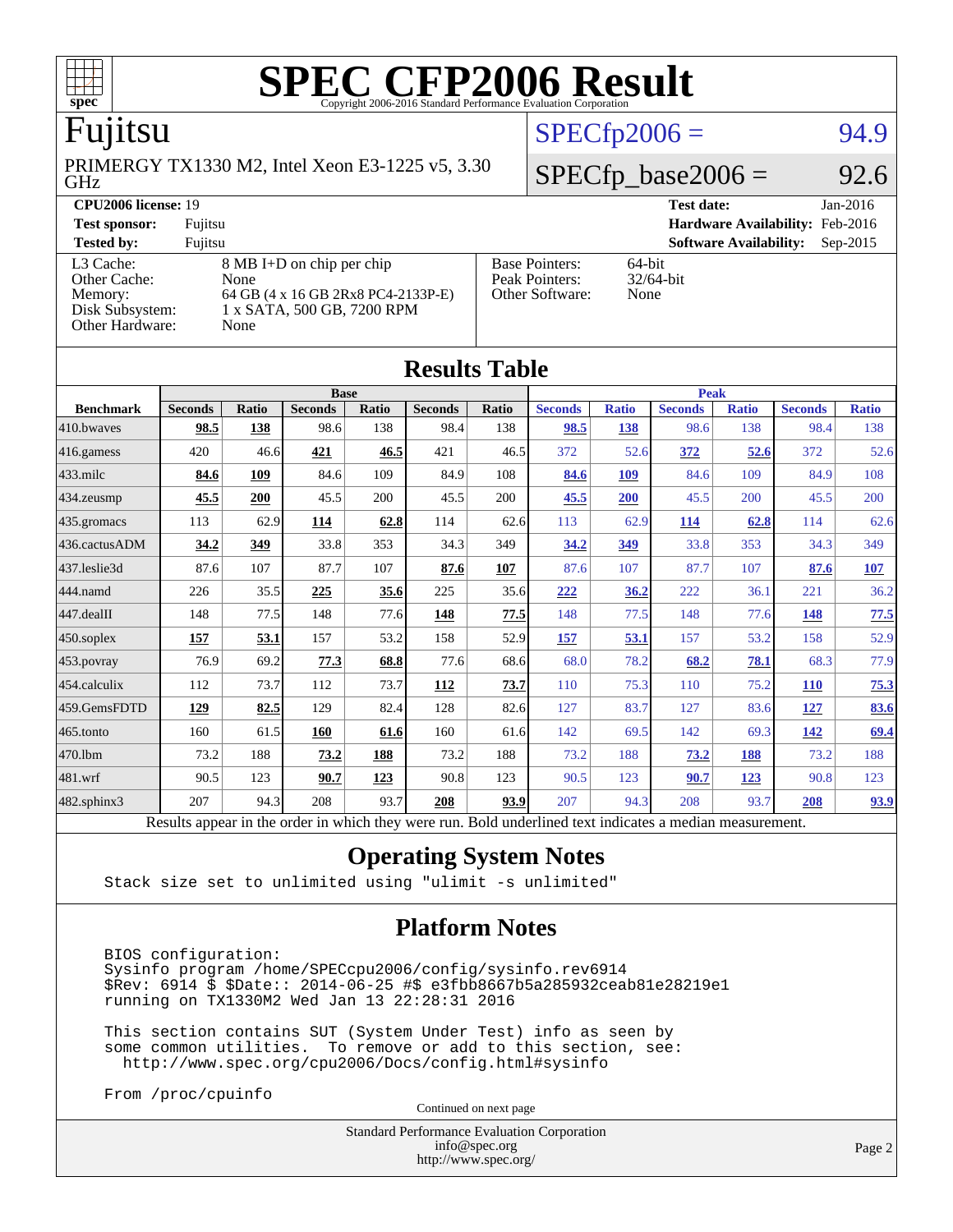# SPEC CFP2006 Result

Copyright 2006-2016 Standard Performance Evaluation Corporation

## Fujitsu

PRIMERGY TX1330 M2, Intel Xeon E3-1225 v5, 3.30 GHz

SPECfp2006 = 94.9

SPECfp_base2006 = 92.6

| | | | |
|---|---|---|---|
| **CPU2006 license:** 19 | | **Test date:** | Jan-2016 |
| **Test sponsor:** | Fujitsu | **Hardware Availability:** | Feb-2016 |
| **Tested by:** | Fujitsu | **Software Availability:** | Sep-2015 |

| | | | |
|---|---|---|---|
| L3 Cache: | 8 MB I+D on chip per chip | Base Pointers: | 64-bit |
| Other Cache: | None | Peak Pointers: | 32/64-bit |
| Memory: | 64 GB (4 x 16 GB 2Rx8 PC4-2133P-E) | Other Software: | None |
| Disk Subsystem: | 1 x SATA, 500 GB, 7200 RPM | | |
| Other Hardware: | None | | |

## Results Table

| Benchmark | Base | | | | | | Peak | | | | | |
|---|---|---|---|---|---|---|---|---|---|---|---|---|
| | Seconds | Ratio | Seconds | Ratio | Seconds | Ratio | Seconds | Ratio | Seconds | Ratio | Seconds | Ratio |
| 410.bwaves | **98.5** | **138** | 98.6 | 138 | 98.4 | 138 | **98.5** | **138** | 98.6 | 138 | 98.4 | 138 |
| 416.gamess | 420 | 46.6 | **421** | **46.5** | 421 | 46.5 | 372 | 52.6 | **372** | **52.6** | 372 | 52.6 |
| 433.milc | **84.6** | **109** | 84.6 | 109 | 84.9 | 108 | **84.6** | **109** | 84.6 | 109 | 84.9 | 108 |
| 434.zeusmp | **45.5** | **200** | 45.5 | 200 | 45.5 | 200 | **45.5** | **200** | 45.5 | 200 | 45.5 | 200 |
| 435.gromacs | 113 | 62.9 | **114** | **62.8** | 114 | 62.6 | 113 | 62.9 | **114** | **62.8** | 114 | 62.6 |
| 436.cactusADM | **34.2** | **349** | 33.8 | 353 | 34.3 | 349 | **34.2** | **349** | 33.8 | 353 | 34.3 | 349 |
| 437.leslie3d | 87.6 | 107 | 87.7 | 107 | **87.6** | **107** | 87.6 | 107 | 87.7 | 107 | **87.6** | **107** |
| 444.namd | 226 | 35.5 | **225** | **35.6** | 225 | 35.6 | **222** | **36.2** | 222 | 36.1 | 221 | 36.2 |
| 447.dealII | 148 | 77.5 | 148 | 77.6 | **148** | **77.5** | 148 | 77.5 | 148 | 77.6 | **148** | **77.5** |
| 450.soplex | **157** | **53.1** | 157 | 53.2 | 158 | 52.9 | **157** | **53.1** | 157 | 53.2 | 158 | 52.9 |
| 453.povray | 76.9 | 69.2 | **77.3** | **68.8** | 77.6 | 68.6 | 68.0 | 78.2 | **68.2** | **78.1** | 68.3 | 77.9 |
| 454.calculix | 112 | 73.7 | 112 | 73.7 | **112** | **73.7** | 110 | 75.3 | 110 | 75.2 | **110** | **75.3** |
| 459.GemsFDTD | **129** | **82.5** | 129 | 82.4 | 128 | 82.6 | 127 | 83.7 | 127 | 83.6 | **127** | **83.6** |
| 465.tonto | 160 | 61.5 | **160** | **61.6** | 160 | 61.6 | 142 | 69.5 | 142 | 69.3 | **142** | **69.4** |
| 470.lbm | 73.2 | 188 | **73.2** | **188** | 73.2 | 188 | 73.2 | 188 | **73.2** | **188** | 73.2 | 188 |
| 481.wrf | 90.5 | 123 | **90.7** | **123** | 90.8 | 123 | 90.5 | 123 | **90.7** | **123** | 90.8 | 123 |
| 482.sphinx3 | 207 | 94.3 | 208 | 93.7 | **208** | **93.9** | 207 | 94.3 | 208 | 93.7 | **208** | **93.9** |

Results appear in the order in which they were run. Bold underlined text indicates a median measurement.

## Operating System Notes

```
Stack size set to unlimited using "ulimit -s unlimited"
```

## Platform Notes

```
BIOS configuration:
Sysinfo program /home/SPECcpu2006/config/sysinfo.rev6914
$Rev: 6914 $ $Date:: 2014-06-25 #$ e3fbb8667b5a285932ceab81e28219e1
running on TX1330M2 Wed Jan 13 22:28:31 2016

This section contains SUT (System Under Test) info as seen by
some common utilities.  To remove or add to this section, see:
  http://www.spec.org/cpu2006/Docs/config.html#sysinfo

From /proc/cpuinfo
```

Continued on next page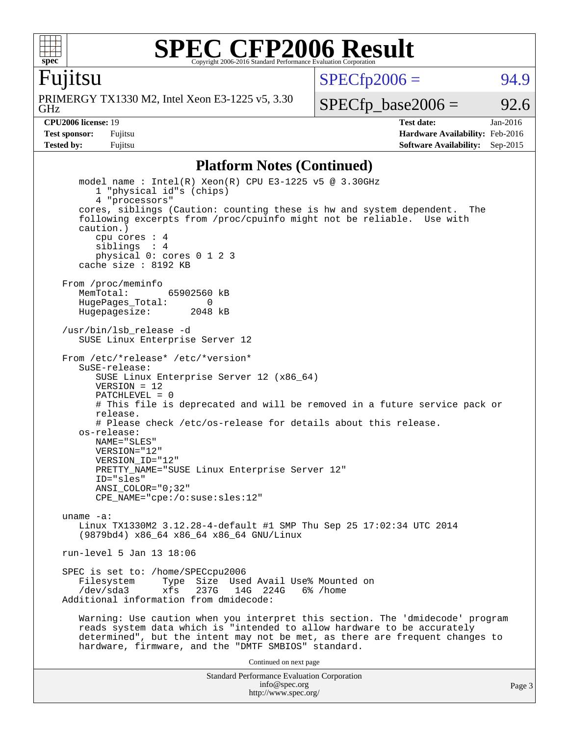# SPEC CFP2006 Result

Copyright 2006-2016 Standard Performance Evaluation Corporation

## Fujitsu

PRIMERGY TX1330 M2, Intel Xeon E3-1225 v5, 3.30 GHz

SPECfp2006 = 94.9

SPECfp_base2006 = 92.6

**CPU2006 license:** 19
**Test sponsor:** Fujitsu
**Tested by:** Fujitsu

**Test date:** Jan-2016
**Hardware Availability:** Feb-2016
**Software Availability:** Sep-2015

## Platform Notes (Continued)

```
    model name : Intel(R) Xeon(R) CPU E3-1225 v5 @ 3.30GHz
       1 "physical id"s (chips)
       4 "processors"
    cores, siblings (Caution: counting these is hw and system dependent.  The
    following excerpts from /proc/cpuinfo might not be reliable.  Use with
    caution.)
       cpu cores : 4
       siblings  : 4
       physical 0: cores 0 1 2 3
    cache size : 8192 KB

 From /proc/meminfo
    MemTotal:       65902560 kB
    HugePages_Total:       0
    Hugepagesize:       2048 kB

 /usr/bin/lsb_release -d
    SUSE Linux Enterprise Server 12

 From /etc/*release* /etc/*version*
    SuSE-release:
       SUSE Linux Enterprise Server 12 (x86_64)
       VERSION = 12
       PATCHLEVEL = 0
       # This file is deprecated and will be removed in a future service pack or
       release.
       # Please check /etc/os-release for details about this release.
    os-release:
       NAME="SLES"
       VERSION="12"
       VERSION_ID="12"
       PRETTY_NAME="SUSE Linux Enterprise Server 12"
       ID="sles"
       ANSI_COLOR="0;32"
       CPE_NAME="cpe:/o:suse:sles:12"

 uname -a:
    Linux TX1330M2 3.12.28-4-default #1 SMP Thu Sep 25 17:02:34 UTC 2014
    (9879bd4) x86_64 x86_64 x86_64 GNU/Linux

 run-level 5 Jan 13 18:06

 SPEC is set to: /home/SPECcpu2006
    Filesystem     Type  Size  Used Avail Use% Mounted on
    /dev/sda3      xfs   237G   14G  224G   6% /home
 Additional information from dmidecode:

    Warning: Use caution when you interpret this section. The 'dmidecode' program
    reads system data which is "intended to allow hardware to be accurately
    determined", but the intent may not be met, as there are frequent changes to
    hardware, firmware, and the "DMTF SMBIOS" standard.
```

Continued on next page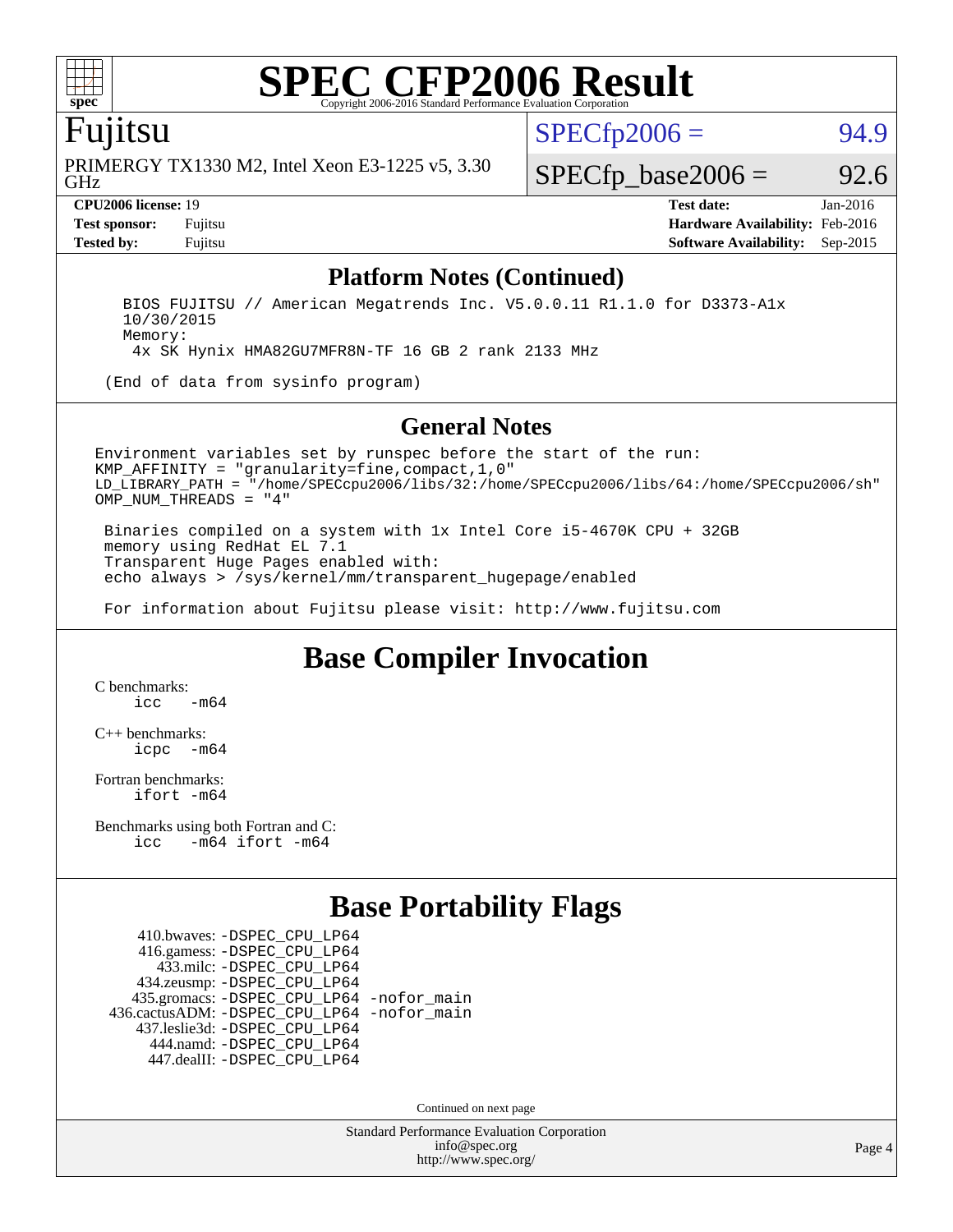# SPEC CFP2006 Result

Copyright 2006-2016 Standard Performance Evaluation Corporation

## Fujitsu

PRIMERGY TX1330 M2, Intel Xeon E3-1225 v5, 3.30 GHz

SPECfp2006 = 94.9

SPECfp_base2006 = 92.6

| | | | |
|---|---|---|---|
| **CPU2006 license:** 19 | | **Test date:** | Jan-2016 |
| **Test sponsor:** | Fujitsu | **Hardware Availability:** | Feb-2016 |
| **Tested by:** | Fujitsu | **Software Availability:** | Sep-2015 |

## Platform Notes (Continued)

```
    BIOS FUJITSU // American Megatrends Inc. V5.0.0.11 R1.1.0 for D3373-A1x
    10/30/2015
    Memory:
     4x SK Hynix HMA82GU7MFR8N-TF 16 GB 2 rank 2133 MHz

   (End of data from sysinfo program)
```

## General Notes

```
Environment variables set by runspec before the start of the run:
KMP_AFFINITY = "granularity=fine,compact,1,0"
LD_LIBRARY_PATH = "/home/SPECcpu2006/libs/32:/home/SPECcpu2006/libs/64:/home/SPECcpu2006/sh"
OMP_NUM_THREADS = "4"

 Binaries compiled on a system with 1x Intel Core i5-4670K CPU + 32GB
 memory using RedHat EL 7.1
 Transparent Huge Pages enabled with:
 echo always > /sys/kernel/mm/transparent_hugepage/enabled

 For information about Fujitsu please visit: http://www.fujitsu.com
```

## Base Compiler Invocation

C benchmarks:
```
icc   -m64
```

C++ benchmarks:
```
icpc  -m64
```

Fortran benchmarks:
```
ifort -m64
```

Benchmarks using both Fortran and C:
```
icc   -m64 ifort -m64
```

## Base Portability Flags

```
   410.bwaves: -DSPEC_CPU_LP64
   416.gamess: -DSPEC_CPU_LP64
     433.milc: -DSPEC_CPU_LP64
   434.zeusmp: -DSPEC_CPU_LP64
  435.gromacs: -DSPEC_CPU_LP64 -nofor_main
436.cactusADM: -DSPEC_CPU_LP64 -nofor_main
  437.leslie3d: -DSPEC_CPU_LP64
     444.namd: -DSPEC_CPU_LP64
   447.dealII: -DSPEC_CPU_LP64
```

Continued on next page

Standard Performance Evaluation Corporation
info@spec.org
http://www.spec.org/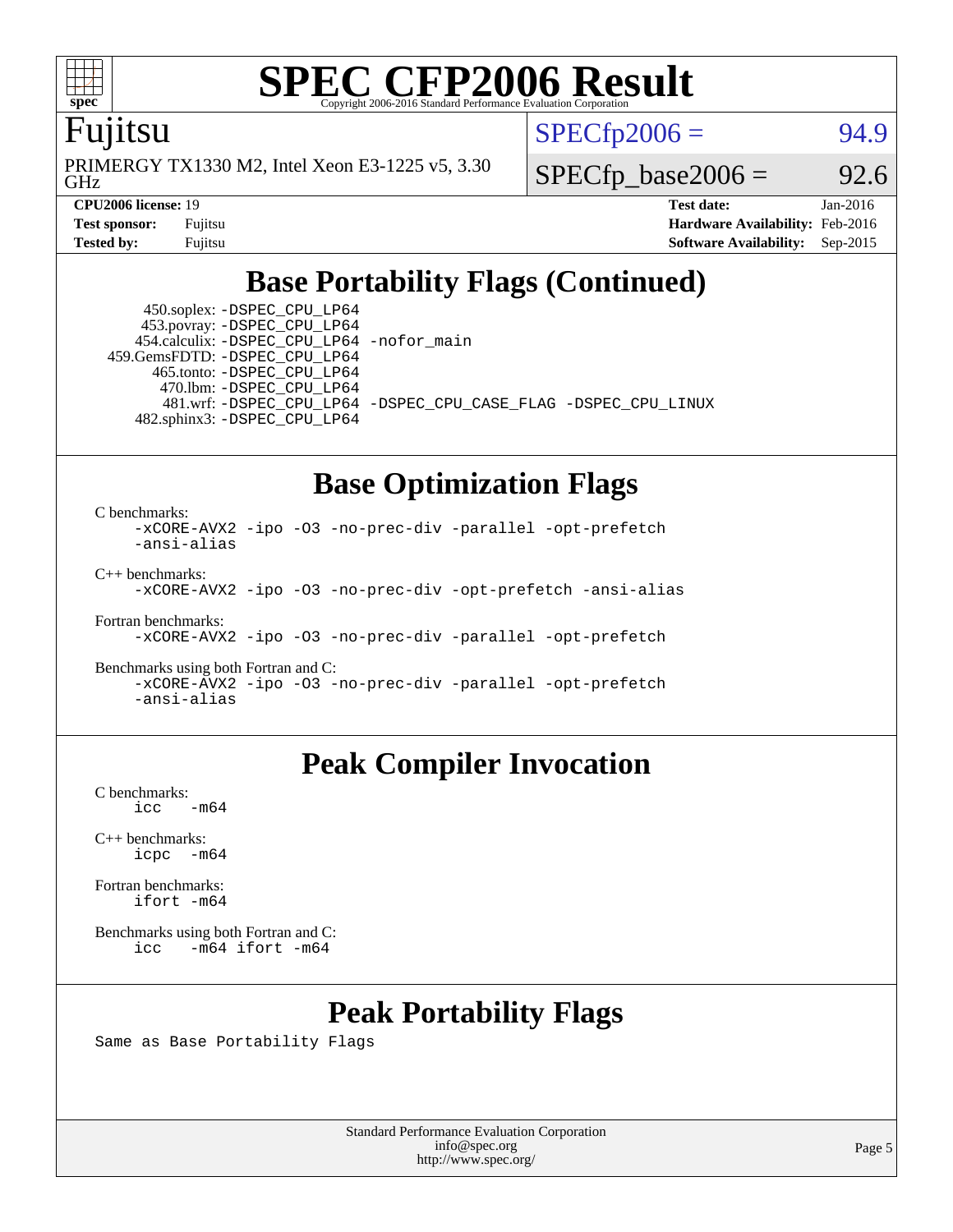# SPEC CFP2006 Result

Copyright 2006-2016 Standard Performance Evaluation Corporation

## Fujitsu

PRIMERGY TX1330 M2, Intel Xeon E3-1225 v5, 3.30 GHz

SPECfp2006 = 94.9

SPECfp_base2006 = 92.6

| | | | |
|---|---|---|---|
| **CPU2006 license:** 19 | | **Test date:** | Jan-2016 |
| **Test sponsor:** | Fujitsu | **Hardware Availability:** | Feb-2016 |
| **Tested by:** | Fujitsu | **Software Availability:** | Sep-2015 |

## Base Portability Flags (Continued)

450.soplex: `-DSPEC_CPU_LP64`
453.povray: `-DSPEC_CPU_LP64`
454.calculix: `-DSPEC_CPU_LP64 -nofor_main`
459.GemsFDTD: `-DSPEC_CPU_LP64`
465.tonto: `-DSPEC_CPU_LP64`
470.lbm: `-DSPEC_CPU_LP64`
481.wrf: `-DSPEC_CPU_LP64 -DSPEC_CPU_CASE_FLAG -DSPEC_CPU_LINUX`
482.sphinx3: `-DSPEC_CPU_LP64`

## Base Optimization Flags

C benchmarks:
```
-xCORE-AVX2 -ipo -O3 -no-prec-div -parallel -opt-prefetch
-ansi-alias
```

C++ benchmarks:
```
-xCORE-AVX2 -ipo -O3 -no-prec-div -opt-prefetch -ansi-alias
```

Fortran benchmarks:
```
-xCORE-AVX2 -ipo -O3 -no-prec-div -parallel -opt-prefetch
```

Benchmarks using both Fortran and C:
```
-xCORE-AVX2 -ipo -O3 -no-prec-div -parallel -opt-prefetch
-ansi-alias
```

## Peak Compiler Invocation

C benchmarks:
```
icc   -m64
```

C++ benchmarks:
```
icpc  -m64
```

Fortran benchmarks:
```
ifort -m64
```

Benchmarks using both Fortran and C:
```
icc   -m64 ifort -m64
```

## Peak Portability Flags

Same as Base Portability Flags

Standard Performance Evaluation Corporation
info@spec.org
http://www.spec.org/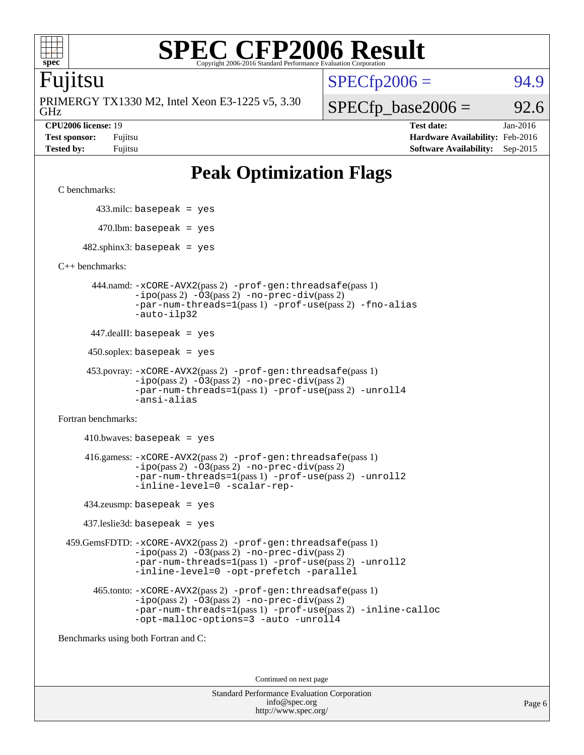# SPEC CFP2006 Result

Copyright 2006-2016 Standard Performance Evaluation Corporation

## Fujitsu

PRIMERGY TX1330 M2, Intel Xeon E3-1225 v5, 3.30 GHz

SPECfp2006 = 94.9

SPECfp_base2006 = 92.6

| | | | |
|---|---|---|---|
| **CPU2006 license:** 19 | | **Test date:** | Jan-2016 |
| **Test sponsor:** | Fujitsu | **Hardware Availability:** | Feb-2016 |
| **Tested by:** | Fujitsu | **Software Availability:** | Sep-2015 |

## Peak Optimization Flags

C benchmarks:

433.milc: `basepeak = yes`

470.lbm: `basepeak = yes`

482.sphinx3: `basepeak = yes`

C++ benchmarks:

444.namd: `-xCORE-AVX2`(pass 2) `-prof-gen:threadsafe`(pass 1) `-ipo`(pass 2) `-O3`(pass 2) `-no-prec-div`(pass 2) `-par-num-threads=1`(pass 1) `-prof-use`(pass 2) `-fno-alias` `-auto-ilp32`

447.dealII: `basepeak = yes`

450.soplex: `basepeak = yes`

453.povray: `-xCORE-AVX2`(pass 2) `-prof-gen:threadsafe`(pass 1) `-ipo`(pass 2) `-O3`(pass 2) `-no-prec-div`(pass 2) `-par-num-threads=1`(pass 1) `-prof-use`(pass 2) `-unroll4` `-ansi-alias`

Fortran benchmarks:

410.bwaves: `basepeak = yes`

416.gamess: `-xCORE-AVX2`(pass 2) `-prof-gen:threadsafe`(pass 1) `-ipo`(pass 2) `-O3`(pass 2) `-no-prec-div`(pass 2) `-par-num-threads=1`(pass 1) `-prof-use`(pass 2) `-unroll2` `-inline-level=0` `-scalar-rep-`

434.zeusmp: `basepeak = yes`

437.leslie3d: `basepeak = yes`

459.GemsFDTD: `-xCORE-AVX2`(pass 2) `-prof-gen:threadsafe`(pass 1) `-ipo`(pass 2) `-O3`(pass 2) `-no-prec-div`(pass 2) `-par-num-threads=1`(pass 1) `-prof-use`(pass 2) `-unroll2` `-inline-level=0` `-opt-prefetch` `-parallel`

465.tonto: `-xCORE-AVX2`(pass 2) `-prof-gen:threadsafe`(pass 1) `-ipo`(pass 2) `-O3`(pass 2) `-no-prec-div`(pass 2) `-par-num-threads=1`(pass 1) `-prof-use`(pass 2) `-inline-calloc` `-opt-malloc-options=3` `-auto` `-unroll4`

Benchmarks using both Fortran and C:

Continued on next page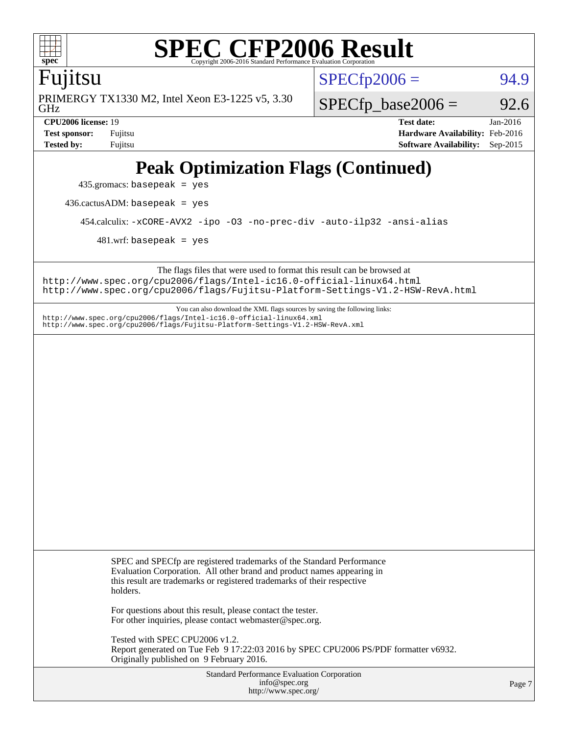# SPEC CFP2006 Result

Copyright 2006-2016 Standard Performance Evaluation Corporation

Fujitsu

PRIMERGY TX1330 M2, Intel Xeon E3-1225 v5, 3.30 GHz

SPECfp2006 = 94.9

SPECfp_base2006 = 92.6

**CPU2006 license:** 19
**Test sponsor:** Fujitsu
**Tested by:** Fujitsu

**Test date:** Jan-2016
**Hardware Availability:** Feb-2016
**Software Availability:** Sep-2015

## Peak Optimization Flags (Continued)

435.gromacs: basepeak = yes

436.cactusADM: basepeak = yes

454.calculix: -xCORE-AVX2 -ipo -O3 -no-prec-div -auto-ilp32 -ansi-alias

481.wrf: basepeak = yes

The flags files that were used to format this result can be browsed at
http://www.spec.org/cpu2006/flags/Intel-ic16.0-official-linux64.html
http://www.spec.org/cpu2006/flags/Fujitsu-Platform-Settings-V1.2-HSW-RevA.html

You can also download the XML flags sources by saving the following links:
http://www.spec.org/cpu2006/flags/Intel-ic16.0-official-linux64.xml
http://www.spec.org/cpu2006/flags/Fujitsu-Platform-Settings-V1.2-HSW-RevA.xml

SPEC and SPECfp are registered trademarks of the Standard Performance Evaluation Corporation. All other brand and product names appearing in this result are trademarks or registered trademarks of their respective holders.

For questions about this result, please contact the tester.
For other inquiries, please contact webmaster@spec.org.

Tested with SPEC CPU2006 v1.2.
Report generated on Tue Feb 9 17:22:03 2016 by SPEC CPU2006 PS/PDF formatter v6932.
Originally published on 9 February 2016.

Standard Performance Evaluation Corporation
info@spec.org
http://www.spec.org/